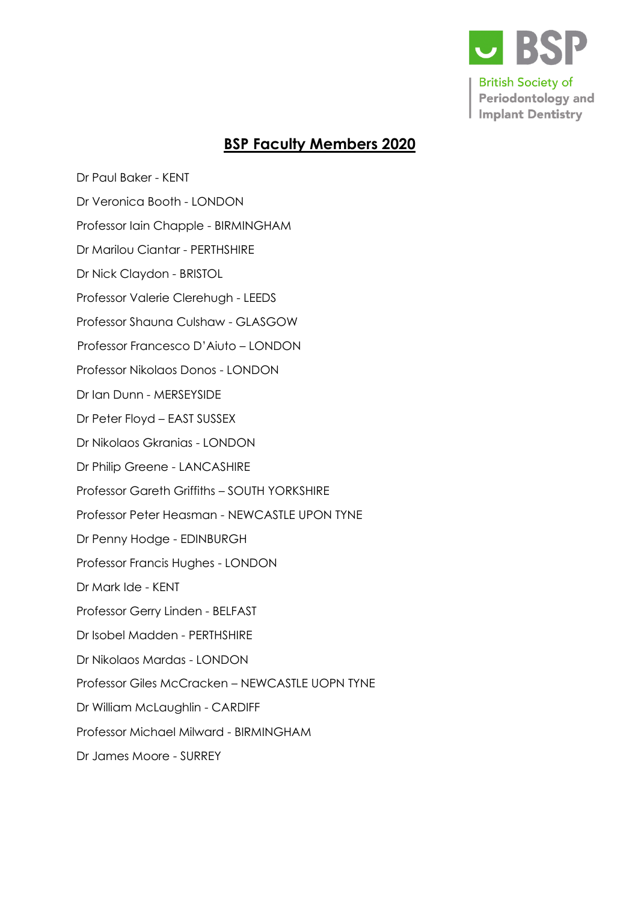BSP

British Society of Periodontology and Implant Dentistry

# BSP Faculty Members 2020

Dr Paul Baker - KENT

Dr Veronica Booth - LONDON

Professor Iain Chapple - BIRMINGHAM

Dr Marilou Ciantar - PERTHSHIRE

Dr Nick Claydon - BRISTOL

Professor Valerie Clerehugh - LEEDS

Professor Shauna Culshaw - GLASGOW

Professor Francesco D'Aiuto – LONDON

Professor Nikolaos Donos - LONDON

Dr Ian Dunn - MERSEYSIDE

Dr Peter Floyd – EAST SUSSEX

Dr Nikolaos Gkranias - LONDON

Dr Philip Greene - LANCASHIRE

Professor Gareth Griffiths – SOUTH YORKSHIRE

Professor Peter Heasman - NEWCASTLE UPON TYNE

Dr Penny Hodge - EDINBURGH

Professor Francis Hughes - LONDON

Dr Mark Ide - KENT

Professor Gerry Linden - BELFAST

Dr Isobel Madden - PERTHSHIRE

Dr Nikolaos Mardas - LONDON

Professor Giles McCracken – NEWCASTLE UOPN TYNE

Dr William McLaughlin - CARDIFF

Professor Michael Milward - BIRMINGHAM

Dr James Moore - SURREY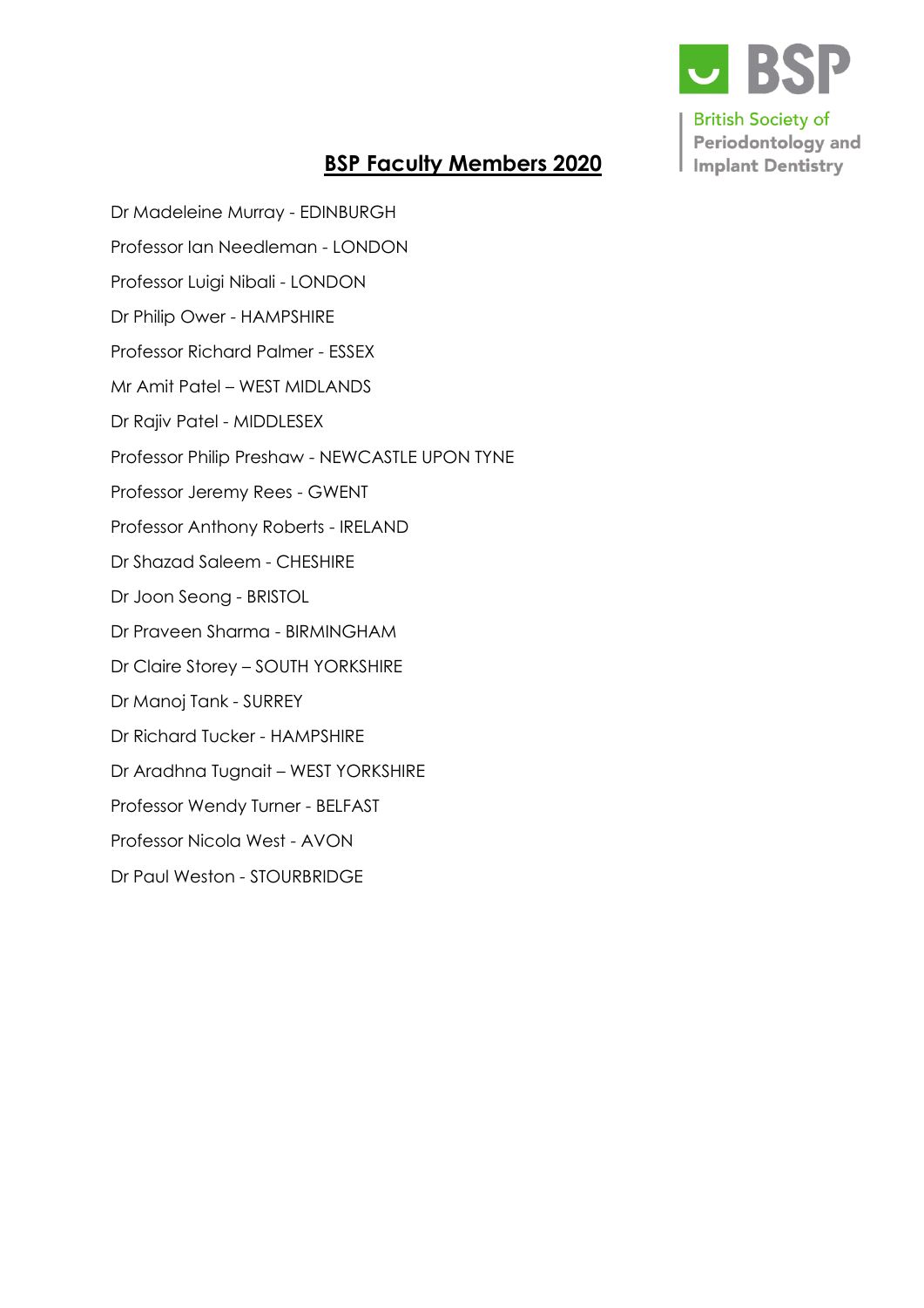## BSP Faculty Members 2020

Dr Madeleine Murray - EDINBURGH

Professor Ian Needleman - LONDON

Professor Luigi Nibali - LONDON

Dr Philip Ower - HAMPSHIRE

Professor Richard Palmer - ESSEX

Mr Amit Patel – WEST MIDLANDS

Dr Rajiv Patel - MIDDLESEX

Professor Philip Preshaw - NEWCASTLE UPON TYNE

Professor Jeremy Rees - GWENT

Professor Anthony Roberts - IRELAND

Dr Shazad Saleem - CHESHIRE

Dr Joon Seong - BRISTOL

Dr Praveen Sharma - BIRMINGHAM

Dr Claire Storey – SOUTH YORKSHIRE

Dr Manoj Tank - SURREY

Dr Richard Tucker - HAMPSHIRE

Dr Aradhna Tugnait – WEST YORKSHIRE

Professor Wendy Turner - BELFAST

Professor Nicola West - AVON

Dr Paul Weston - STOURBRIDGE